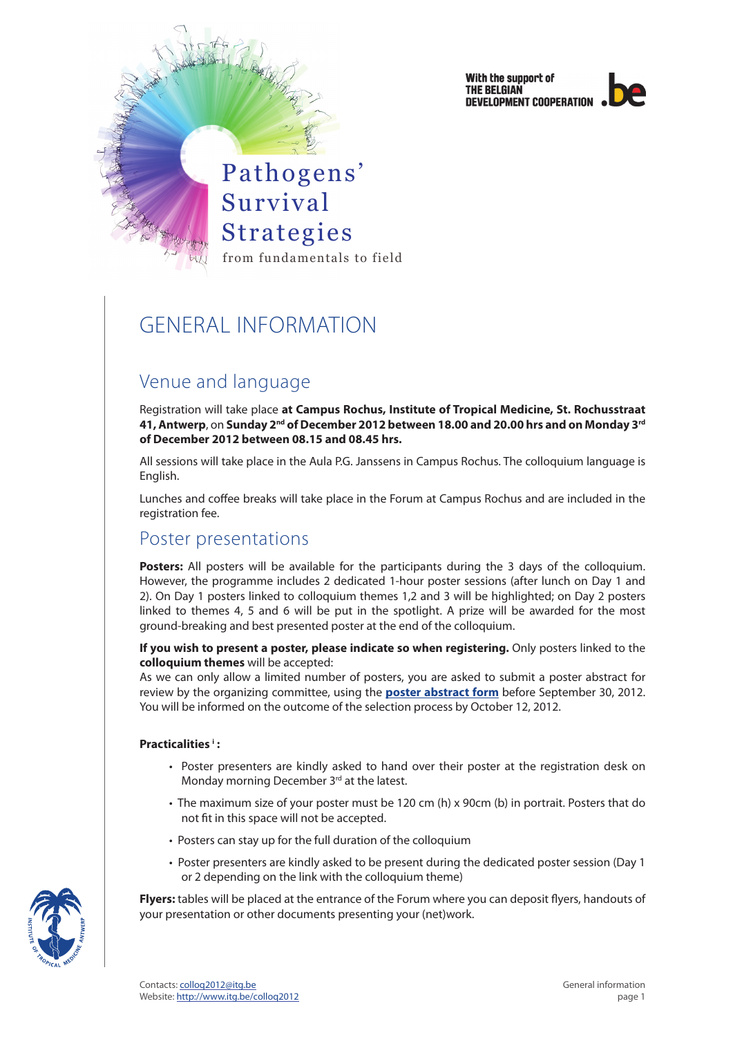With the support of THE BELGIAN DEVELOPMENT COOPERATION

# Pathogens' Survival Strategies

from fundamentals to field

# GENERAL INFORMATION

## Venue and language

Registration will take place **at Campus Rochus, Institute of Tropical Medicine, St. Rochusstraat 41, Antwerp**, on **Sunday 2nd of December 2012 between 18.00 and 20.00 hrs and on Monday 3rd of December 2012 between 08.15 and 08.45 hrs.**

All sessions will take place in the Aula P.G. Janssens in Campus Rochus. The colloquium language is English.

Lunches and coffee breaks will take place in the Forum at Campus Rochus and are included in the registration fee.

## Poster presentations

**Posters:** All posters will be available for the participants during the 3 days of the colloquium. However, the programme includes 2 dedicated 1-hour poster sessions (after lunch on Day 1 and 2). On Day 1 posters linked to colloquium themes 1,2 and 3 will be highlighted; on Day 2 posters linked to themes 4, 5 and 6 will be put in the spotlight. A prize will be awarded for the most ground-breaking and best presented poster at the end of the colloquium.

**If you wish to present a poster, please indicate so when registering.** Only posters linked to the **colloquium themes** will be accepted:
As we can only allow a limited number of posters, you are asked to submit a poster abstract for review by the organizing committee, using the **poster abstract form** before September 30, 2012. You will be informed on the outcome of the selection process by October 12, 2012.

**Practicalities [i] :**

- Poster presenters are kindly asked to hand over their poster at the registration desk on Monday morning December 3rd at the latest.
- The maximum size of your poster must be 120 cm (h) x 90cm (b) in portrait. Posters that do not fit in this space will not be accepted.
- Posters can stay up for the full duration of the colloquium
- Poster presenters are kindly asked to be present during the dedicated poster session (Day 1 or 2 depending on the link with the colloquium theme)

**Flyers:** tables will be placed at the entrance of the Forum where you can deposit flyers, handouts of your presentation or other documents presenting your (net)work.

Contacts: colloq2012@itg.be
Website: http://www.itg.be/colloq2012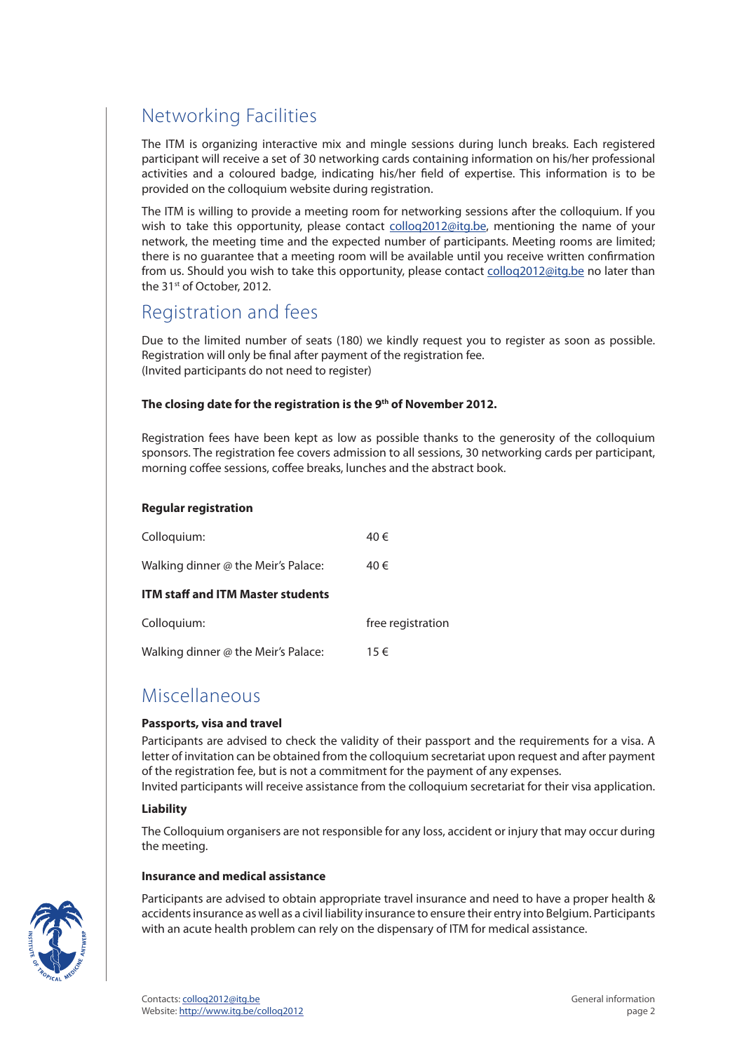## Networking Facilities

The ITM is organizing interactive mix and mingle sessions during lunch breaks. Each registered participant will receive a set of 30 networking cards containing information on his/her professional activities and a coloured badge, indicating his/her field of expertise. This information is to be provided on the colloquium website during registration.

The ITM is willing to provide a meeting room for networking sessions after the colloquium. If you wish to take this opportunity, please contact colloq2012@itg.be, mentioning the name of your network, the meeting time and the expected number of participants. Meeting rooms are limited; there is no guarantee that a meeting room will be available until you receive written confirmation from us. Should you wish to take this opportunity, please contact colloq2012@itg.be no later than the 31st of October, 2012.

## Registration and fees

Due to the limited number of seats (180) we kindly request you to register as soon as possible. Registration will only be final after payment of the registration fee.
(Invited participants do not need to register)

**The closing date for the registration is the 9th of November 2012.**

Registration fees have been kept as low as possible thanks to the generosity of the colloquium sponsors. The registration fee covers admission to all sessions, 30 networking cards per participant, morning coffee sessions, coffee breaks, lunches and the abstract book.

**Regular registration**

| | |
|---|---|
| Colloquium: | 40 € |
| Walking dinner @ the Meir's Palace: | 40 € |

**ITM staff and ITM Master students**

| | |
|---|---|
| Colloquium: | free registration |
| Walking dinner @ the Meir's Palace: | 15 € |

## Miscellaneous

**Passports, visa and travel**

Participants are advised to check the validity of their passport and the requirements for a visa. A letter of invitation can be obtained from the colloquium secretariat upon request and after payment of the registration fee, but is not a commitment for the payment of any expenses.
Invited participants will receive assistance from the colloquium secretariat for their visa application.

**Liability**

The Colloquium organisers are not responsible for any loss, accident or injury that may occur during the meeting.

**Insurance and medical assistance**

Participants are advised to obtain appropriate travel insurance and need to have a proper health & accidents insurance as well as a civil liability insurance to ensure their entry into Belgium. Participants with an acute health problem can rely on the dispensary of ITM for medical assistance.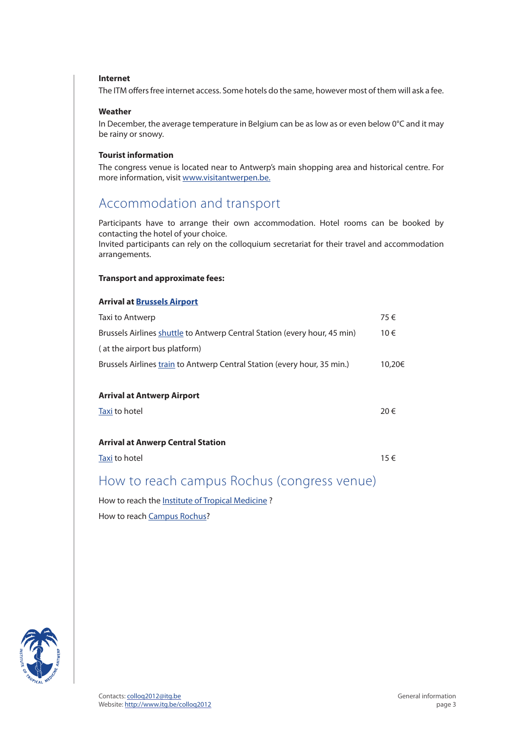**Internet**

The ITM offers free internet access. Some hotels do the same, however most of them will ask a fee.

**Weather**

In December, the average temperature in Belgium can be as low as or even below 0°C and it may be rainy or snowy.

**Tourist information**

The congress venue is located near to Antwerp's main shopping area and historical centre. For more information, visit www.visitantwerpen.be.

## Accommodation and transport

Participants have to arrange their own accommodation. Hotel rooms can be booked by contacting the hotel of your choice.
Invited participants can rely on the colloquium secretariat for their travel and accommodation arrangements.

**Transport and approximate fees:**

**Arrival at Brussels Airport**

| | |
|---|---|
| Taxi to Antwerp | 75 € |
| Brussels Airlines shuttle to Antwerp Central Station (every hour, 45 min) | 10 € |
| ( at the airport bus platform) | |
| Brussels Airlines train to Antwerp Central Station (every hour, 35 min.) | 10,20€ |

**Arrival at Antwerp Airport**

| | |
|---|---|
| Taxi to hotel | 20 € |

**Arrival at Anwerp Central Station**

| | |
|---|---|
| Taxi to hotel | 15 € |

## How to reach campus Rochus (congress venue)

How to reach the Institute of Tropical Medicine ?

How to reach Campus Rochus?

Contacts: colloq2012@itg.be
Website: http://www.itg.be/colloq2012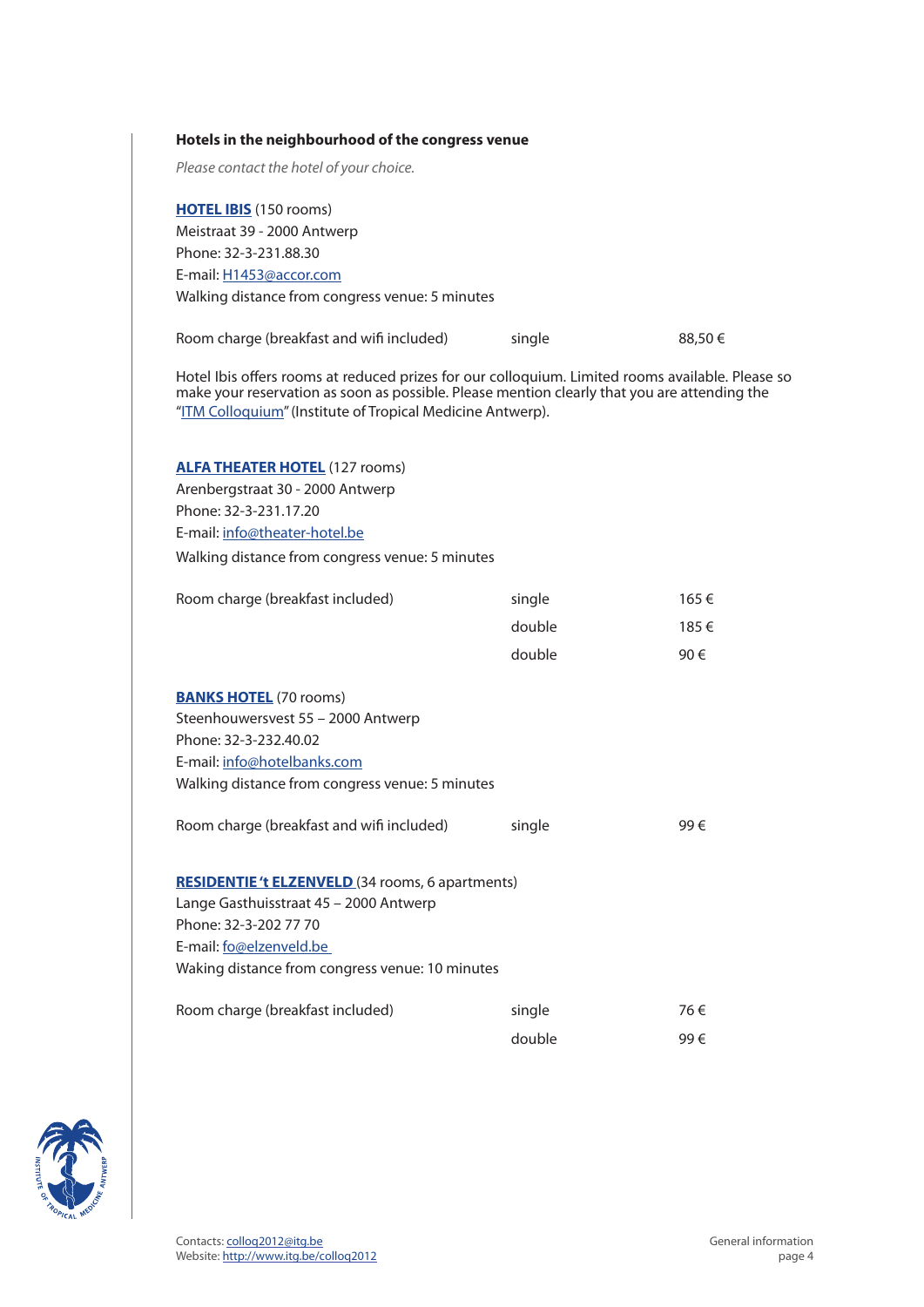**Hotels in the neighbourhood of the congress venue**

*Please contact the hotel of your choice.*

**HOTEL IBIS** (150 rooms)
Meistraat 39 - 2000 Antwerp
Phone: 32-3-231.88.30
E-mail: H1453@accor.com
Walking distance from congress venue: 5 minutes

| Room charge (breakfast and wifi included) | single | 88,50 € |
|---|---|---|

Hotel Ibis offers rooms at reduced prizes for our colloquium. Limited rooms available. Please so make your reservation as soon as possible. Please mention clearly that you are attending the "ITM Colloquium" (Institute of Tropical Medicine Antwerp).

**ALFA THEATER HOTEL** (127 rooms)
Arenbergstraat 30 - 2000 Antwerp
Phone: 32-3-231.17.20
E-mail: info@theater-hotel.be
Walking distance from congress venue: 5 minutes

| Room charge (breakfast included) | single | 165 € |
|---|---|---|
| | double | 185 € |
| | double | 90 € |

**BANKS HOTEL** (70 rooms)
Steenhouwersvest 55 – 2000 Antwerp
Phone: 32-3-232.40.02
E-mail: info@hotelbanks.com
Walking distance from congress venue: 5 minutes

| Room charge (breakfast and wifi included) | single | 99 € |
|---|---|---|

**RESIDENTIE 't ELZENVELD** (34 rooms, 6 apartments)
Lange Gasthuisstraat 45 – 2000 Antwerp
Phone: 32-3-202 77 70
E-mail: fo@elzenveld.be
Waking distance from congress venue: 10 minutes

| Room charge (breakfast included) | single | 76 € |
|---|---|---|
| | double | 99 € |

Contacts: colloq2012@itg.be
Website: http://www.itg.be/colloq2012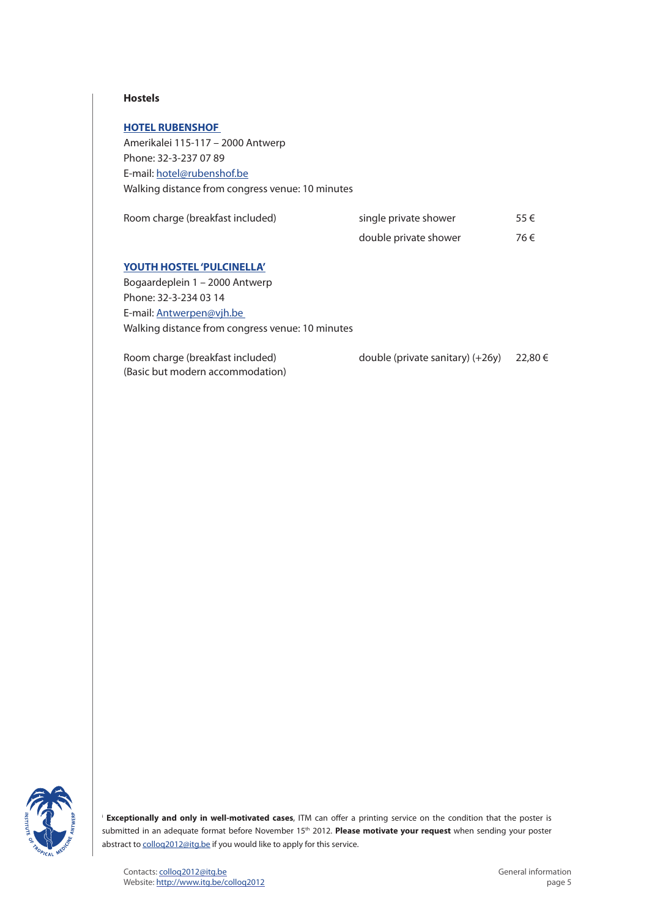**Hostels**

**HOTEL RUBENSHOF**

Amerikalei 115-117 – 2000 Antwerp
Phone: 32-3-237 07 89
E-mail: hotel@rubenshof.be
Walking distance from congress venue: 10 minutes

| | | |
|---|---|---|
| Room charge (breakfast included) | single private shower | 55 € |
| | double private shower | 76 € |

**YOUTH HOSTEL 'PULCINELLA'**

Bogaardeplein 1 – 2000 Antwerp
Phone: 32-3-234 03 14
E-mail: Antwerpen@vjh.be
Walking distance from congress venue: 10 minutes

| | | |
|---|---|---|
| Room charge (breakfast included) (Basic but modern accommodation) | double (private sanitary) (+26y) | 22,80 € |

[i] **Exceptionally and only in well-motivated cases**, ITM can offer a printing service on the condition that the poster is submitted in an adequate format before November 15th 2012. **Please motivate your request** when sending your poster abstract to colloq2012@itg.be if you would like to apply for this service.

Contacts: colloq2012@itg.be
Website: http://www.itg.be/colloq2012